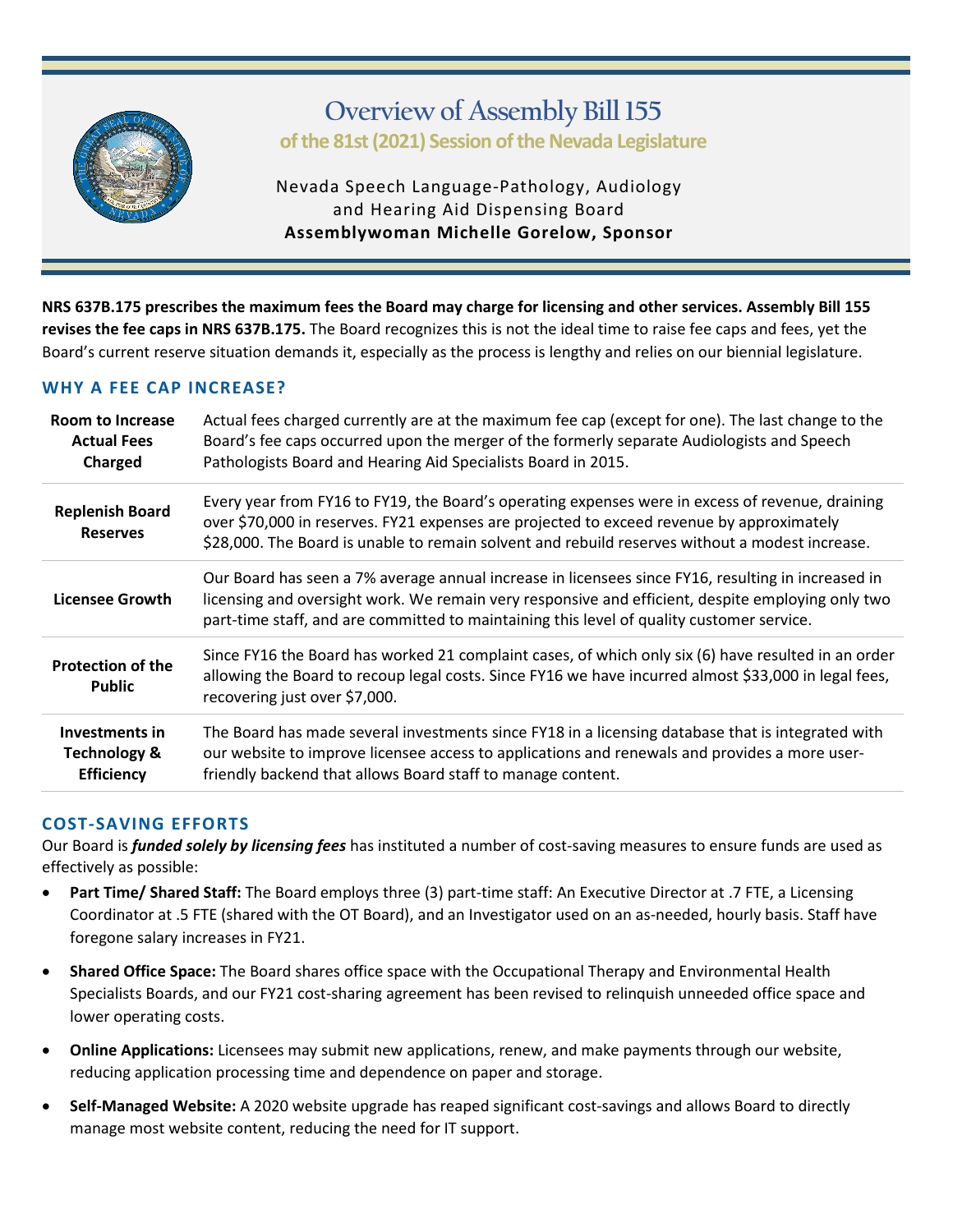# Overview of Assembly Bill 155

### of the 81st (2021) Session of the Nevada Legislature

Nevada Speech Language-Pathology, Audiology and Hearing Aid Dispensing Board

**Assemblywoman Michelle Gorelow, Sponsor**

**NRS 637B.175 prescribes the maximum fees the Board may charge for licensing and other services. Assembly Bill 155 revises the fee caps in NRS 637B.175.** The Board recognizes this is not the ideal time to raise fee caps and fees, yet the Board's current reserve situation demands it, especially as the process is lengthy and relies on our biennial legislature.

## WHY A FEE CAP INCREASE?

| | |
|---|---|
| **Room to Increase Actual Fees Charged** | Actual fees charged currently are at the maximum fee cap (except for one). The last change to the Board's fee caps occurred upon the merger of the formerly separate Audiologists and Speech Pathologists Board and Hearing Aid Specialists Board in 2015. |
| **Replenish Board Reserves** | Every year from FY16 to FY19, the Board's operating expenses were in excess of revenue, draining over $70,000 in reserves. FY21 expenses are projected to exceed revenue by approximately $28,000. The Board is unable to remain solvent and rebuild reserves without a modest increase. |
| **Licensee Growth** | Our Board has seen a 7% average annual increase in licensees since FY16, resulting in increased in licensing and oversight work. We remain very responsive and efficient, despite employing only two part-time staff, and are committed to maintaining this level of quality customer service. |
| **Protection of the Public** | Since FY16 the Board has worked 21 complaint cases, of which only six (6) have resulted in an order allowing the Board to recoup legal costs. Since FY16 we have incurred almost $33,000 in legal fees, recovering just over $7,000. |
| **Investments in Technology & Efficiency** | The Board has made several investments since FY18 in a licensing database that is integrated with our website to improve licensee access to applications and renewals and provides a more user-friendly backend that allows Board staff to manage content. |

## COST-SAVING EFFORTS

Our Board is ***funded solely by licensing fees*** has instituted a number of cost-saving measures to ensure funds are used as effectively as possible:

- **Part Time/ Shared Staff:** The Board employs three (3) part-time staff: An Executive Director at .7 FTE, a Licensing Coordinator at .5 FTE (shared with the OT Board), and an Investigator used on an as-needed, hourly basis. Staff have foregone salary increases in FY21.
- **Shared Office Space:** The Board shares office space with the Occupational Therapy and Environmental Health Specialists Boards, and our FY21 cost-sharing agreement has been revised to relinquish unneeded office space and lower operating costs.
- **Online Applications:** Licensees may submit new applications, renew, and make payments through our website, reducing application processing time and dependence on paper and storage.
- **Self-Managed Website:** A 2020 website upgrade has reaped significant cost-savings and allows Board to directly manage most website content, reducing the need for IT support.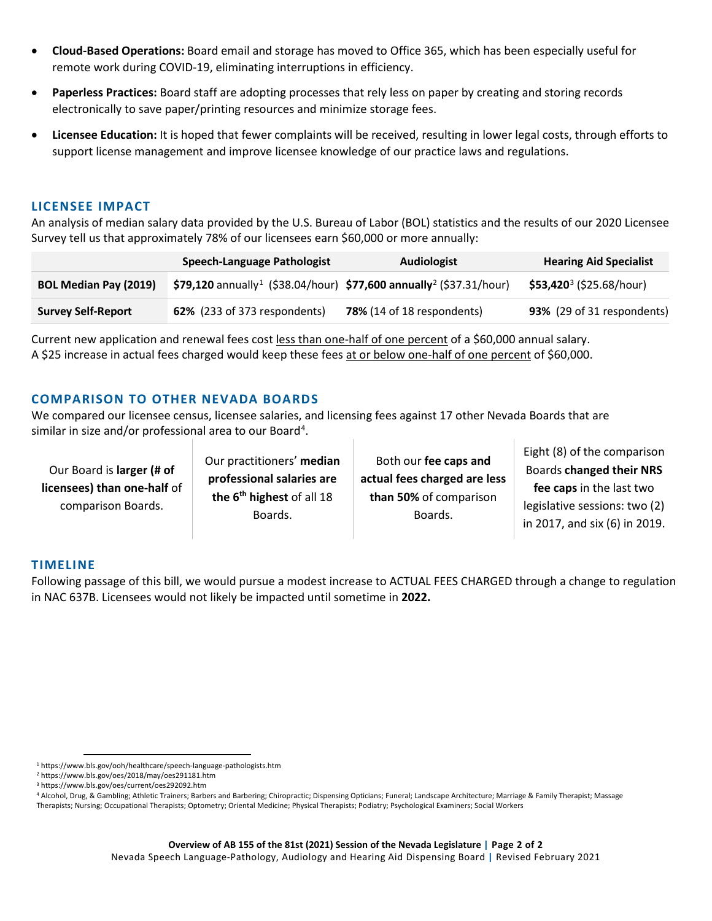- **Cloud-Based Operations:** Board email and storage has moved to Office 365, which has been especially useful for remote work during COVID-19, eliminating interruptions in efficiency.
- **Paperless Practices:** Board staff are adopting processes that rely less on paper by creating and storing records electronically to save paper/printing resources and minimize storage fees.
- **Licensee Education:** It is hoped that fewer complaints will be received, resulting in lower legal costs, through efforts to support license management and improve licensee knowledge of our practice laws and regulations.

## LICENSEE IMPACT

An analysis of median salary data provided by the U.S. Bureau of Labor (BOL) statistics and the results of our 2020 Licensee Survey tell us that approximately 78% of our licensees earn $60,000 or more annually:

| | Speech-Language Pathologist | Audiologist | Hearing Aid Specialist |
|---|---|---|---|
| **BOL Median Pay (2019)** | **$79,120** annually[1] ($38.04/hour) | **$77,600 annually**[2] ($37.31/hour) | **$53,420**[3] ($25.68/hour) |
| **Survey Self-Report** | **62%** (233 of 373 respondents) | **78%** (14 of 18 respondents) | **93%** (29 of 31 respondents) |

Current new application and renewal fees cost less than one-half of one percent of a $60,000 annual salary.
A $25 increase in actual fees charged would keep these fees at or below one-half of one percent of $60,000.

## COMPARISON TO OTHER NEVADA BOARDS

We compared our licensee census, licensee salaries, and licensing fees against 17 other Nevada Boards that are similar in size and/or professional area to our Board[4].

Our Board is **larger (# of licensees) than one-half** of comparison Boards.

Our practitioners' **median professional salaries are the 6th highest** of all 18 Boards.

Both our **fee caps and actual fees charged are less than 50%** of comparison Boards.

Eight (8) of the comparison Boards **changed their NRS fee caps** in the last two legislative sessions: two (2) in 2017, and six (6) in 2019.

## TIMELINE

Following passage of this bill, we would pursue a modest increase to ACTUAL FEES CHARGED through a change to regulation in NAC 637B. Licensees would not likely be impacted until sometime in **2022.**

---

[1] https://www.bls.gov/ooh/healthcare/speech-language-pathologists.htm
[2] https://www.bls.gov/oes/2018/may/oes291181.htm
[3] https://www.bls.gov/oes/current/oes292092.htm
[4] Alcohol, Drug, & Gambling; Athletic Trainers; Barbers and Barbering; Chiropractic; Dispensing Opticians; Funeral; Landscape Architecture; Marriage & Family Therapist; Massage Therapists; Nursing; Occupational Therapists; Optometry; Oriental Medicine; Physical Therapists; Podiatry; Psychological Examiners; Social Workers